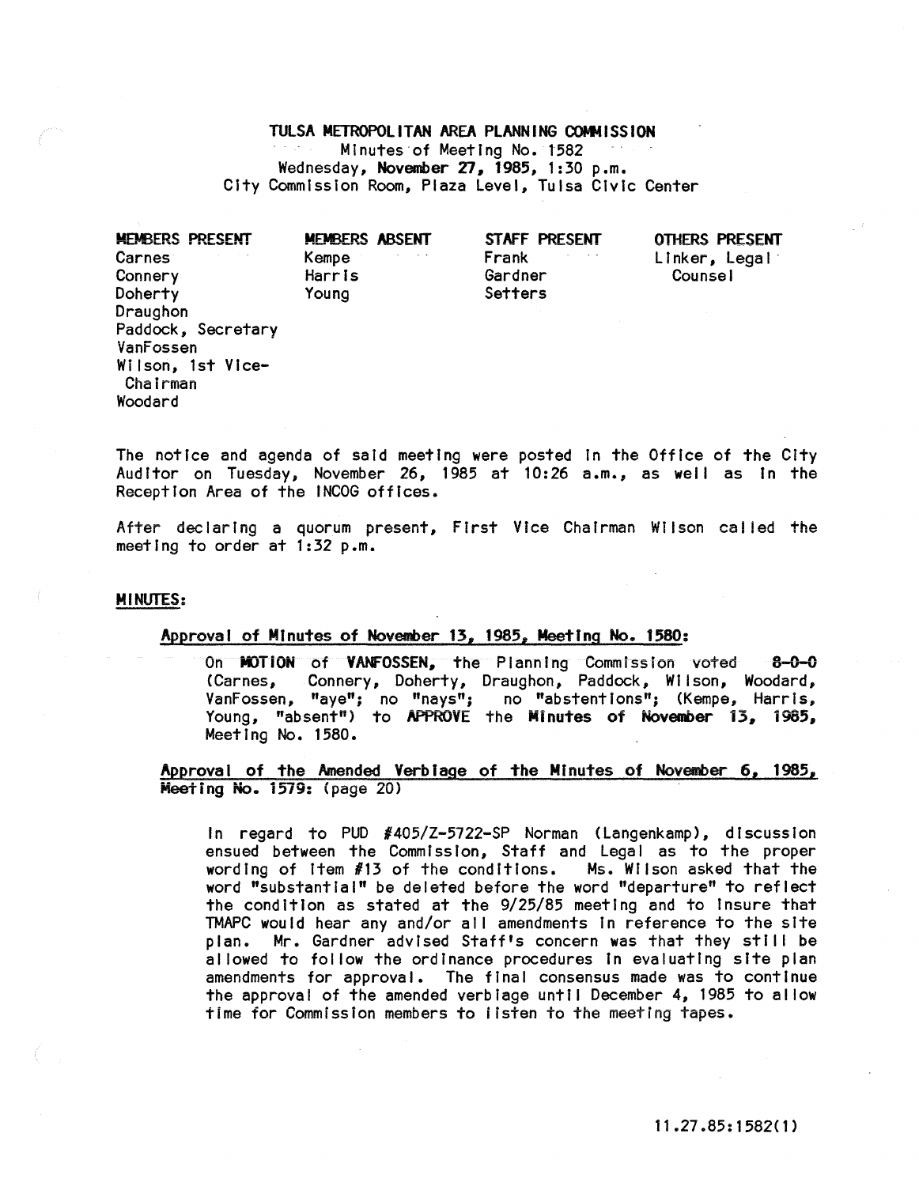# TULSA METROPOLITAN AREA PLANNING COMMISSION

Minutes of Meeting No. 1582
Wednesday, **November 27, 1985**, 1:30 p.m.
City Commission Room, Plaza Level, Tulsa Civic Center

| MEMBERS PRESENT | MEMBERS ABSENT | STAFF PRESENT | OTHERS PRESENT |
|---|---|---|---|
| Carnes | Kempe | Frank | Linker, Legal Counsel |
| Connery | Harris | Gardner | |
| Doherty | Young | Setters | |
| Draughon | | | |
| Paddock, Secretary | | | |
| VanFossen | | | |
| Wilson, 1st Vice-Chairman | | | |
| Woodard | | | |

The notice and agenda of said meeting were posted in the Office of the City Auditor on Tuesday, November 26, 1985 at 10:26 a.m., as well as in the Reception Area of the INCOG offices.

After declaring a quorum present, First Vice Chairman Wilson called the meeting to order at 1:32 p.m.

## MINUTES:

### Approval of Minutes of November 13, 1985, Meeting No. 1580:

On **MOTION** of **VANFOSSEN**, the Planning Commission voted **8-0-0** (Carnes, Connery, Doherty, Draughon, Paddock, Wilson, Woodard, VanFossen, "aye"; no "nays"; no "abstentions"; (Kempe, Harris, Young, "absent") to **APPROVE** the **Minutes of November 13, 1985**, Meeting No. 1580.

### Approval of the Amended Verbiage of the Minutes of November 6, 1985, Meeting No. 1579: (page 20)

In regard to PUD #405/Z-5722-SP Norman (Langenkamp), discussion ensued between the Commission, Staff and Legal as to the proper wording of Item #13 of the conditions. Ms. Wilson asked that the word "substantial" be deleted before the word "departure" to reflect the condition as stated at the 9/25/85 meeting and to insure that TMAPC would hear any and/or all amendments in reference to the site plan. Mr. Gardner advised Staff's concern was that they still be allowed to follow the ordinance procedures in evaluating site plan amendments for approval. The final consensus made was to continue the approval of the amended verbiage until December 4, 1985 to allow time for Commission members to listen to the meeting tapes.

11.27.85:1582(1)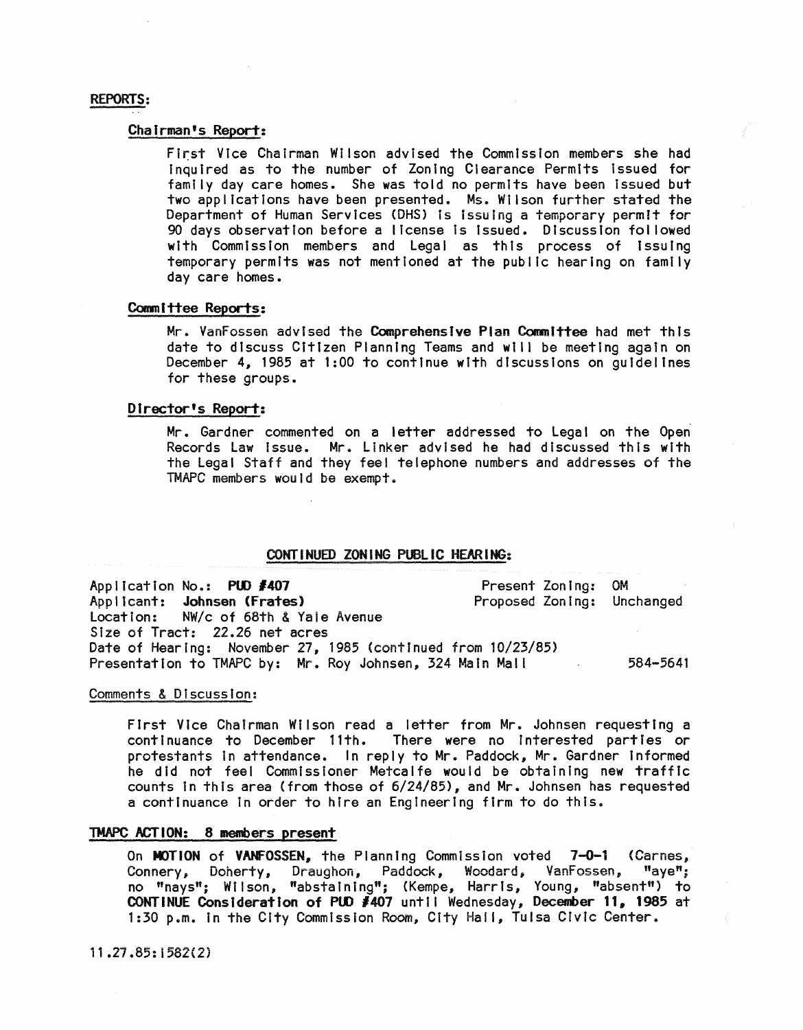## REPORTS:

### Chairman's Report:

First Vice Chairman Wilson advised the Commission members she had inquired as to the number of Zoning Clearance Permits issued for family day care homes. She was told no permits have been issued but two applications have been presented. Ms. Wilson further stated the Department of Human Services (DHS) is issuing a temporary permit for 90 days observation before a license is issued. Discussion followed with Commission members and Legal as this process of issuing temporary permits was not mentioned at the public hearing on family day care homes.

### Committee Reports:

Mr. VanFossen advised the **Comprehensive Plan Committee** had met this date to discuss Citizen Planning Teams and will be meeting again on December 4, 1985 at 1:00 to continue with discussions on guidelines for these groups.

### Director's Report:

Mr. Gardner commented on a letter addressed to Legal on the Open Records Law issue. Mr. Linker advised he had discussed this with the Legal Staff and they feel telephone numbers and addresses of the TMAPC members would be exempt.

## CONTINUED ZONING PUBLIC HEARING:

Application No.: **PUD #407** — Present Zoning: OM
Applicant: **Johnsen (Frates)** — Proposed Zoning: Unchanged
Location: NW/c of 68th & Yale Avenue
Size of Tract: 22.26 net acres
Date of Hearing: November 27, 1985 (continued from 10/23/85)
Presentation to TMAPC by: Mr. Roy Johnsen, 324 Main Mall — 584-5641

### Comments & Discussion:

First Vice Chairman Wilson read a letter from Mr. Johnsen requesting a continuance to December 11th. There were no interested parties or protestants in attendance. In reply to Mr. Paddock, Mr. Gardner informed he did not feel Commissioner Metcalfe would be obtaining new traffic counts in this area (from those of 6/24/85), and Mr. Johnsen has requested a continuance in order to hire an Engineering firm to do this.

### TMAPC ACTION: 8 members present

On **MOTION** of **VANFOSSEN**, the Planning Commission voted **7-0-1** (Carnes, Connery, Doherty, Draughon, Paddock, Woodard, VanFossen, "aye"; no "nays"; Wilson, "abstaining"; (Kempe, Harris, Young, "absent") to **CONTINUE Consideration of PUD #407** until Wednesday, **December 11, 1985** at 1:30 p.m. in the City Commission Room, City Hall, Tulsa Civic Center.

11.27.85:1582(2)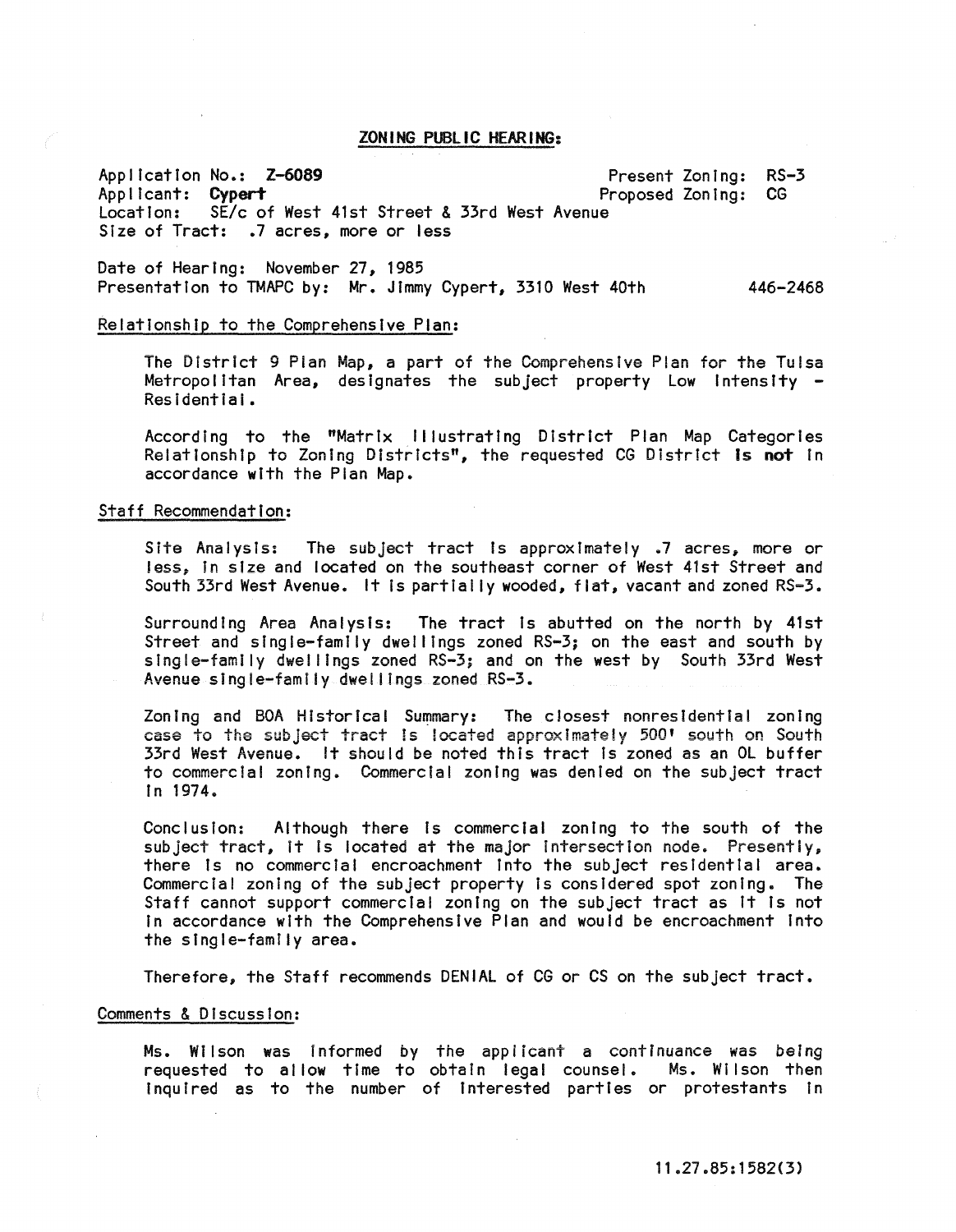**ZONING PUBLIC HEARING:**

Application No.: **Z-6089** Present Zoning: RS-3
Applicant: **Cypert** Proposed Zoning: CG
Location: SE/c of West 41st Street & 33rd West Avenue
Size of Tract: .7 acres, more or less

Date of Hearing: November 27, 1985
Presentation to TMAPC by: Mr. Jimmy Cypert, 3310 West 40th 446-2468

Relationship to the Comprehensive Plan:

The District 9 Plan Map, a part of the Comprehensive Plan for the Tulsa Metropolitan Area, designates the subject property Low Intensity - Residential.

According to the "Matrix Illustrating District Plan Map Categories Relationship to Zoning Districts", the requested CG District **is not** in accordance with the Plan Map.

Staff Recommendation:

Site Analysis: The subject tract is approximately .7 acres, more or less, in size and located on the southeast corner of West 41st Street and South 33rd West Avenue. It is partially wooded, flat, vacant and zoned RS-3.

Surrounding Area Analysis: The tract is abutted on the north by 41st Street and single-family dwellings zoned RS-3; on the east and south by single-family dwellings zoned RS-3; and on the west by South 33rd West Avenue single-family dwellings zoned RS-3.

Zoning and BOA Historical Summary: The closest nonresidential zoning case to the subject tract is located approximately 500' south on South 33rd West Avenue. It should be noted this tract is zoned as an OL buffer to commercial zoning. Commercial zoning was denied on the subject tract in 1974.

Conclusion: Although there is commercial zoning to the south of the subject tract, it is located at the major intersection node. Presently, there is no commercial encroachment into the subject residential area. Commercial zoning of the subject property is considered spot zoning. The Staff cannot support commercial zoning on the subject tract as it is not in accordance with the Comprehensive Plan and would be encroachment into the single-family area.

Therefore, the Staff recommends DENIAL of CG or CS on the subject tract.

Comments & Discussion:

Ms. Wilson was informed by the applicant a continuance was being requested to allow time to obtain legal counsel. Ms. Wilson then inquired as to the number of interested parties or protestants in

11.27.85:1582(3)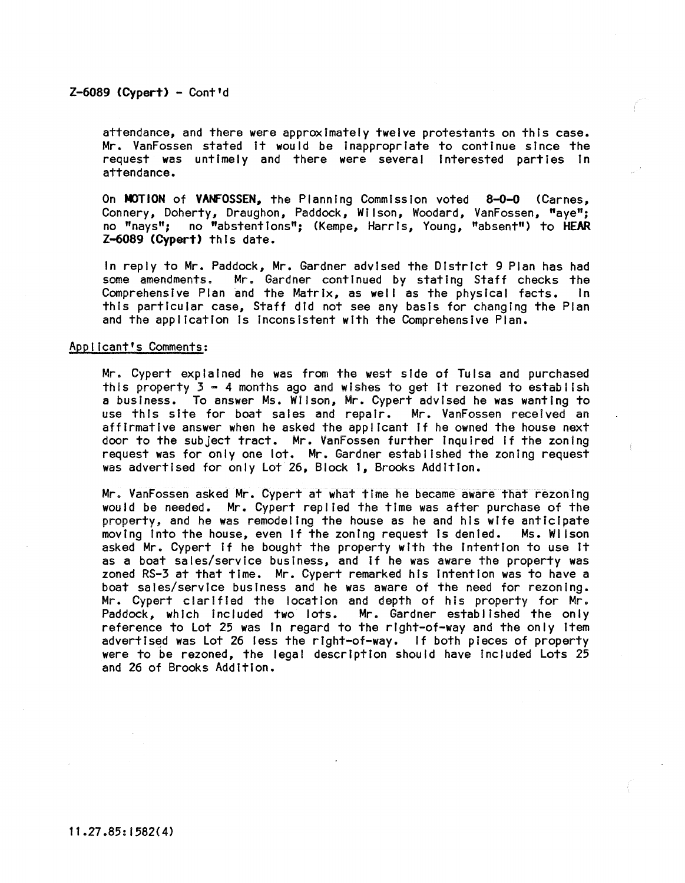Z-6089 (Cypert) - Cont'd

attendance, and there were approximately twelve protestants on this case. Mr. VanFossen stated it would be inappropriate to continue since the request was untimely and there were several interested parties in attendance.

On **MOTION** of **VANFOSSEN**, the Planning Commission voted **8-0-0** (Carnes, Connery, Doherty, Draughon, Paddock, Wilson, Woodard, VanFossen, "aye"; no "nays"; no "abstentions"; (Kempe, Harris, Young, "absent") to **HEAR Z-6089 (Cypert)** this date.

In reply to Mr. Paddock, Mr. Gardner advised the District 9 Plan has had some amendments. Mr. Gardner continued by stating Staff checks the Comprehensive Plan and the Matrix, as well as the physical facts. In this particular case, Staff did not see any basis for changing the Plan and the application is inconsistent with the Comprehensive Plan.

Applicant's Comments:

Mr. Cypert explained he was from the west side of Tulsa and purchased this property 3 - 4 months ago and wishes to get it rezoned to establish a business. To answer Ms. Wilson, Mr. Cypert advised he was wanting to use this site for boat sales and repair. Mr. VanFossen received an affirmative answer when he asked the applicant if he owned the house next door to the subject tract. Mr. VanFossen further inquired if the zoning request was for only one lot. Mr. Gardner established the zoning request was advertised for only Lot 26, Block 1, Brooks Addition.

Mr. VanFossen asked Mr. Cypert at what time he became aware that rezoning would be needed. Mr. Cypert replied the time was after purchase of the property, and he was remodeling the house as he and his wife anticipate moving into the house, even if the zoning request is denied. Ms. Wilson asked Mr. Cypert if he bought the property with the intention to use it as a boat sales/service business, and if he was aware the property was zoned RS-3 at that time. Mr. Cypert remarked his intention was to have a boat sales/service business and he was aware of the need for rezoning. Mr. Cypert clarified the location and depth of his property for Mr. Paddock, which included two lots. Mr. Gardner established the only reference to Lot 25 was in regard to the right-of-way and the only item advertised was Lot 26 less the right-of-way. If both pieces of property were to be rezoned, the legal description should have included Lots 25 and 26 of Brooks Addition.

11.27.85:1582(4)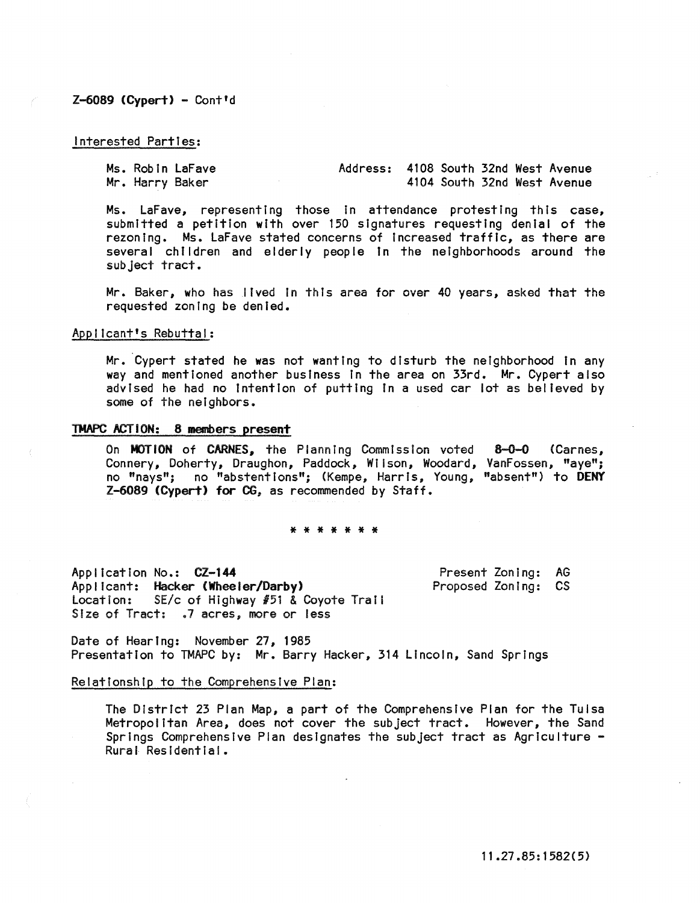**Z-6089 (Cypert)** - Cont'd

Interested Parties:

Ms. Robin LaFave — Address: 4108 South 32nd West Avenue
Mr. Harry Baker — 4104 South 32nd West Avenue

Ms. LaFave, representing those in attendance protesting this case, submitted a petition with over 150 signatures requesting denial of the rezoning. Ms. LaFave stated concerns of increased traffic, as there are several children and elderly people in the neighborhoods around the subject tract.

Mr. Baker, who has lived in this area for over 40 years, asked that the requested zoning be denied.

Applicant's Rebuttal:

Mr. Cypert stated he was not wanting to disturb the neighborhood in any way and mentioned another business in the area on 33rd. Mr. Cypert also advised he had no intention of putting in a used car lot as believed by some of the neighbors.

**TMAPC ACTION: 8 members present**

On **MOTION** of **CARNES,** the Planning Commission voted **8-0-0** (Carnes, Connery, Doherty, Draughon, Paddock, Wilson, Woodard, VanFossen, "aye"; no "nays"; no "abstentions"; (Kempe, Harris, Young, "absent") to **DENY Z-6089 (Cypert) for CG,** as recommended by Staff.

\* \* \* \* \* \* \*

Application No.: **CZ-144** — Present Zoning: AG
Applicant: **Hacker (Wheeler/Darby)** — Proposed Zoning: CS
Location: SE/c of Highway #51 & Coyote Trail
Size of Tract: .7 acres, more or less

Date of Hearing: November 27, 1985
Presentation to TMAPC by: Mr. Barry Hacker, 314 Lincoln, Sand Springs

Relationship to the Comprehensive Plan:

The District 23 Plan Map, a part of the Comprehensive Plan for the Tulsa Metropolitan Area, does not cover the subject tract. However, the Sand Springs Comprehensive Plan designates the subject tract as Agriculture - Rural Residential.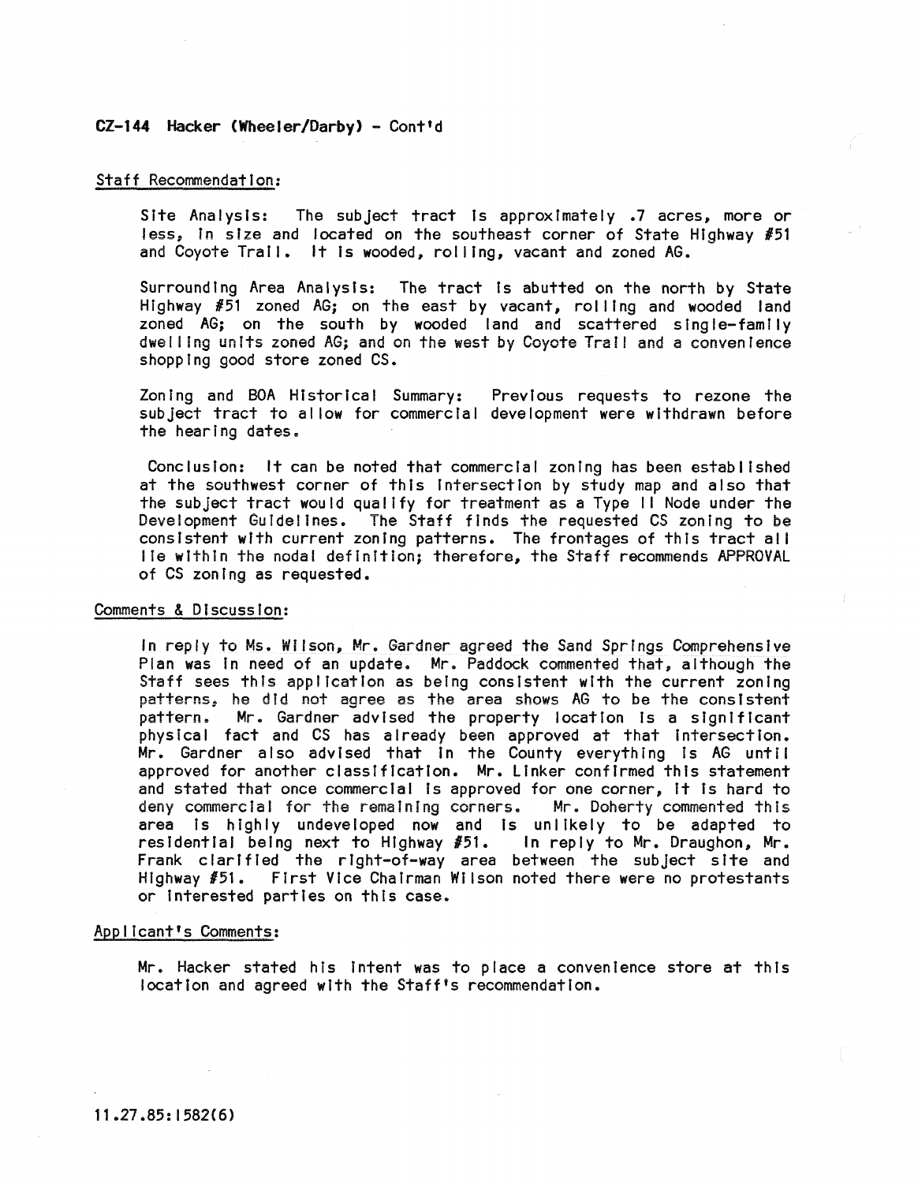### CZ-144 Hacker (Wheeler/Darby) - Cont'd

Staff Recommendation:

Site Analysis: The subject tract is approximately .7 acres, more or less, in size and located on the southeast corner of State Highway #51 and Coyote Trail. It is wooded, rolling, vacant and zoned AG.

Surrounding Area Analysis: The tract is abutted on the north by State Highway #51 zoned AG; on the east by vacant, rolling and wooded land zoned AG; on the south by wooded land and scattered single-family dwelling units zoned AG; and on the west by Coyote Trail and a convenience shopping good store zoned CS.

Zoning and BOA Historical Summary: Previous requests to rezone the subject tract to allow for commercial development were withdrawn before the hearing dates.

Conclusion: It can be noted that commercial zoning has been established at the southwest corner of this intersection by study map and also that the subject tract would qualify for treatment as a Type II Node under the Development Guidelines. The Staff finds the requested CS zoning to be consistent with current zoning patterns. The frontages of this tract all lie within the nodal definition; therefore, the Staff recommends APPROVAL of CS zoning as requested.

Comments & Discussion:

In reply to Ms. Wilson, Mr. Gardner agreed the Sand Springs Comprehensive Plan was in need of an update. Mr. Paddock commented that, although the Staff sees this application as being consistent with the current zoning patterns, he did not agree as the area shows AG to be the consistent pattern. Mr. Gardner advised the property location is a significant physical fact and CS has already been approved at that intersection. Mr. Gardner also advised that in the County everything is AG until approved for another classification. Mr. Linker confirmed this statement and stated that once commercial is approved for one corner, it is hard to deny commercial for the remaining corners. Mr. Doherty commented this area is highly undeveloped now and is unlikely to be adapted to residential being next to Highway #51. In reply to Mr. Draughon, Mr. Frank clarified the right-of-way area between the subject site and Highway #51. First Vice Chairman Wilson noted there were no protestants or interested parties on this case.

Applicant's Comments:

Mr. Hacker stated his intent was to place a convenience store at this location and agreed with the Staff's recommendation.

11.27.85:1582(6)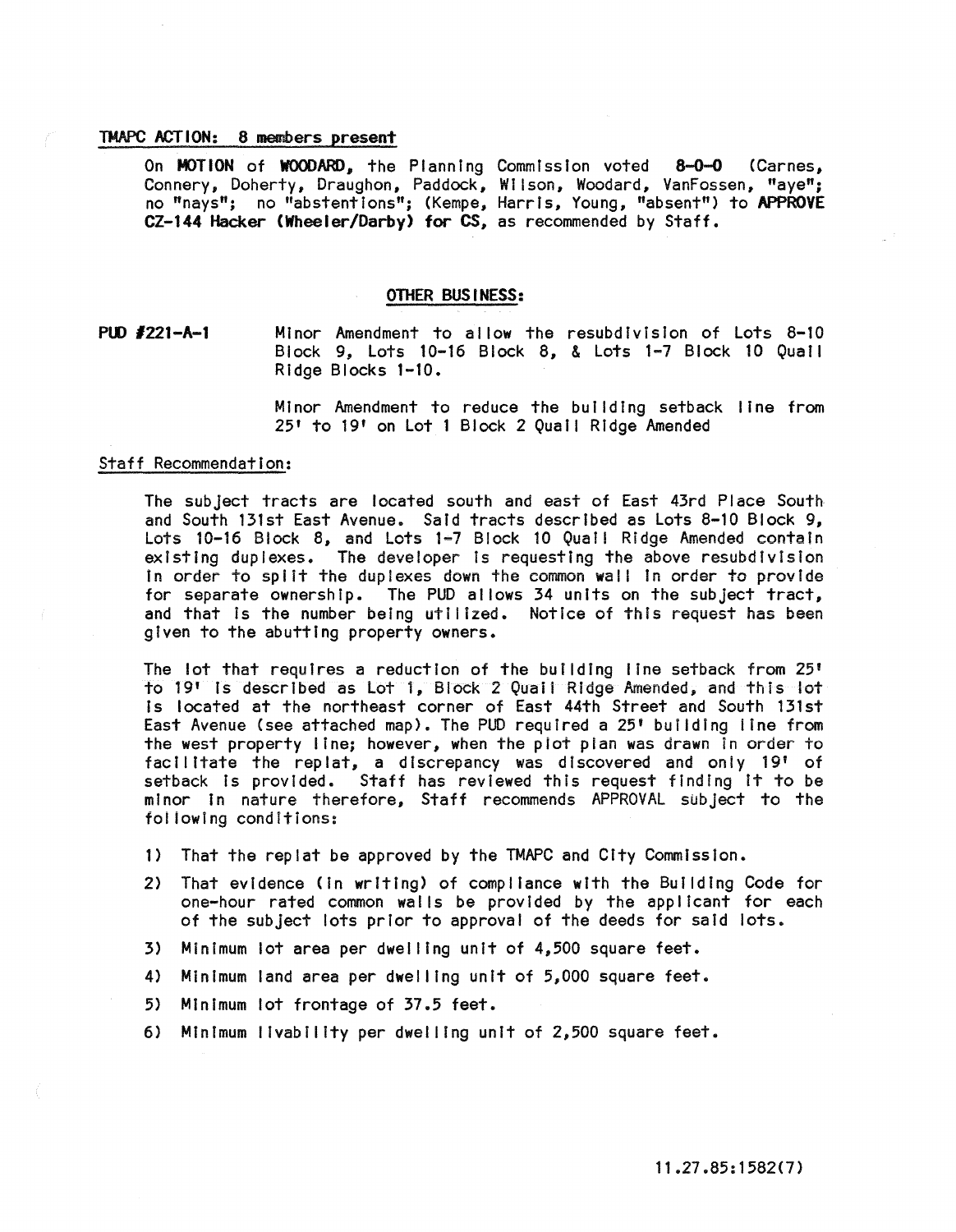TMAPC ACTION: 8 members present

On **MOTION** of **WOODARD**, the Planning Commission voted **8-0-0** (Carnes, Connery, Doherty, Draughon, Paddock, Wilson, Woodard, VanFossen, "aye"; no "nays"; no "abstentions"; (Kempe, Harris, Young, "absent") to **APPROVE CZ-144 Hacker (Wheeler/Darby) for CS**, as recommended by Staff.

## OTHER BUSINESS:

**PUD #221-A-1** Minor Amendment to allow the resubdivision of Lots 8-10 Block 9, Lots 10-16 Block 8, & Lots 1-7 Block 10 Quail Ridge Blocks 1-10.

Minor Amendment to reduce the building setback line from 25' to 19' on Lot 1 Block 2 Quail Ridge Amended

Staff Recommendation:

The subject tracts are located south and east of East 43rd Place South and South 131st East Avenue. Said tracts described as Lots 8-10 Block 9, Lots 10-16 Block 8, and Lots 1-7 Block 10 Quail Ridge Amended contain existing duplexes. The developer is requesting the above resubdivision in order to split the duplexes down the common wall in order to provide for separate ownership. The PUD allows 34 units on the subject tract, and that is the number being utilized. Notice of this request has been given to the abutting property owners.

The lot that requires a reduction of the building line setback from 25' to 19' is described as Lot 1, Block 2 Quail Ridge Amended, and this lot is located at the northeast corner of East 44th Street and South 131st East Avenue (see attached map). The PUD required a 25' building line from the west property line; however, when the plot plan was drawn in order to facilitate the replat, a discrepancy was discovered and only 19' of setback is provided. Staff has reviewed this request finding it to be minor in nature therefore, Staff recommends APPROVAL subject to the following conditions:

1) That the replat be approved by the TMAPC and City Commission.
2) That evidence (in writing) of compliance with the Building Code for one-hour rated common walls be provided by the applicant for each of the subject lots prior to approval of the deeds for said lots.
3) Minimum lot area per dwelling unit of 4,500 square feet.
4) Minimum land area per dwelling unit of 5,000 square feet.
5) Minimum lot frontage of 37.5 feet.
6) Minimum livability per dwelling unit of 2,500 square feet.

11.27.85:1582(7)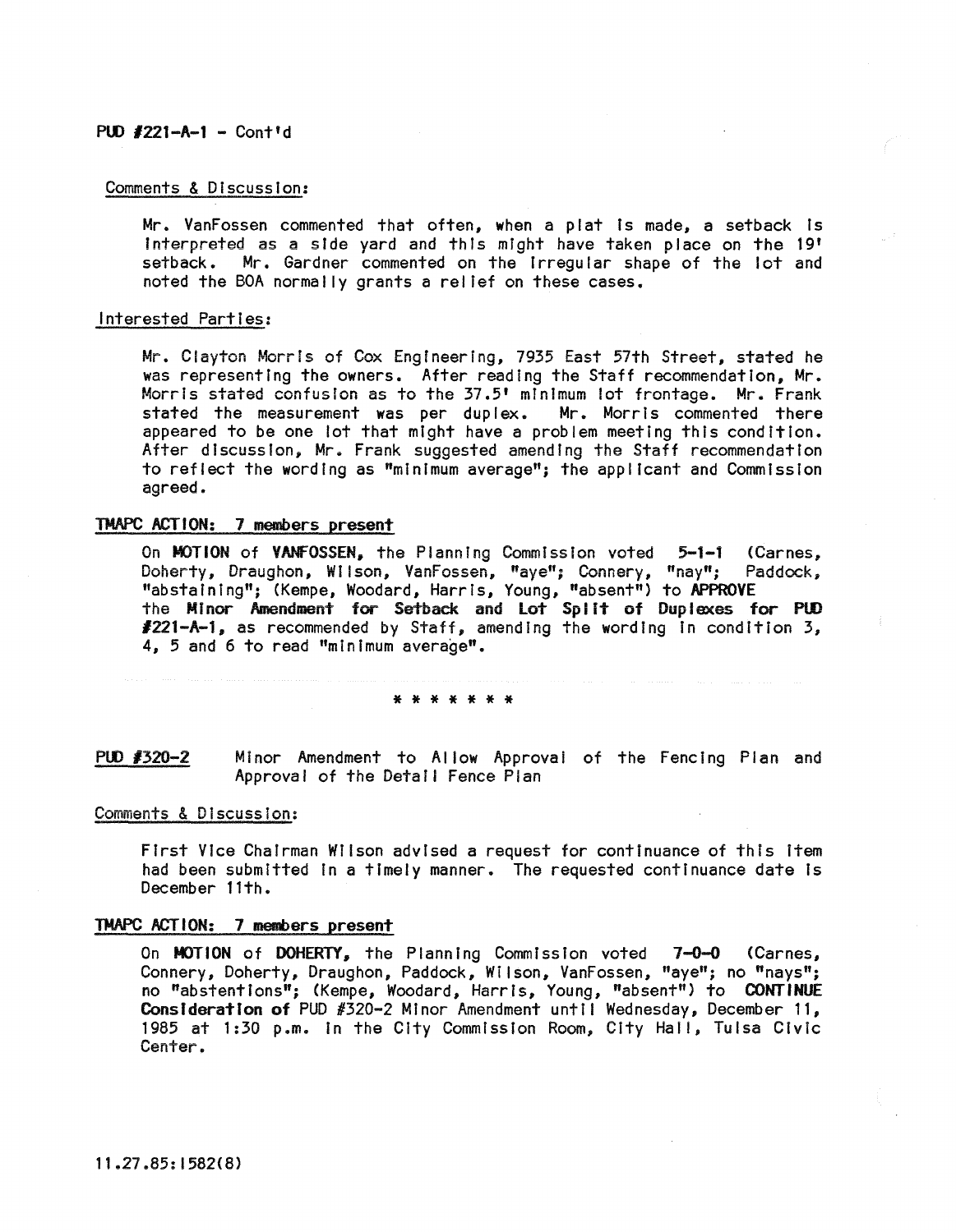PUD #221-A-1 - Cont'd

Comments & Discussion:

Mr. VanFossen commented that often, when a plat is made, a setback is interpreted as a side yard and this might have taken place on the 19' setback. Mr. Gardner commented on the irregular shape of the lot and noted the BOA normally grants a relief on these cases.

Interested Parties:

Mr. Clayton Morris of Cox Engineering, 7935 East 57th Street, stated he was representing the owners. After reading the Staff recommendation, Mr. Morris stated confusion as to the 37.5' minimum lot frontage. Mr. Frank stated the measurement was per duplex. Mr. Morris commented there appeared to be one lot that might have a problem meeting this condition. After discussion, Mr. Frank suggested amending the Staff recommendation to reflect the wording as "minimum average"; the applicant and Commission agreed.

TMAPC ACTION: 7 members present

On **MOTION** of **VANFOSSEN**, the Planning Commission voted **5-1-1** (Carnes, Doherty, Draughon, Wilson, VanFossen, "aye"; Connery, "nay"; Paddock, "abstaining"; (Kempe, Woodard, Harris, Young, "absent") to **APPROVE** the **Minor Amendment for Setback and Lot Split of Duplexes for PUD #221-A-1**, as recommended by Staff, amending the wording in condition 3, 4, 5 and 6 to read "minimum average".

\* \* \* \* \* \* \*

PUD #320-2 Minor Amendment to Allow Approval of the Fencing Plan and Approval of the Detail Fence Plan

Comments & Discussion:

First Vice Chairman Wilson advised a request for continuance of this item had been submitted in a timely manner. The requested continuance date is December 11th.

TMAPC ACTION: 7 members present

On **MOTION** of **DOHERTY**, the Planning Commission voted **7-0-0** (Carnes, Connery, Doherty, Draughon, Paddock, Wilson, VanFossen, "aye"; no "nays"; no "abstentions"; (Kempe, Woodard, Harris, Young, "absent") to **CONTINUE Consideration of** PUD #320-2 Minor Amendment until Wednesday, December 11, 1985 at 1:30 p.m. in the City Commission Room, City Hall, Tulsa Civic Center.

11.27.85:1582(8)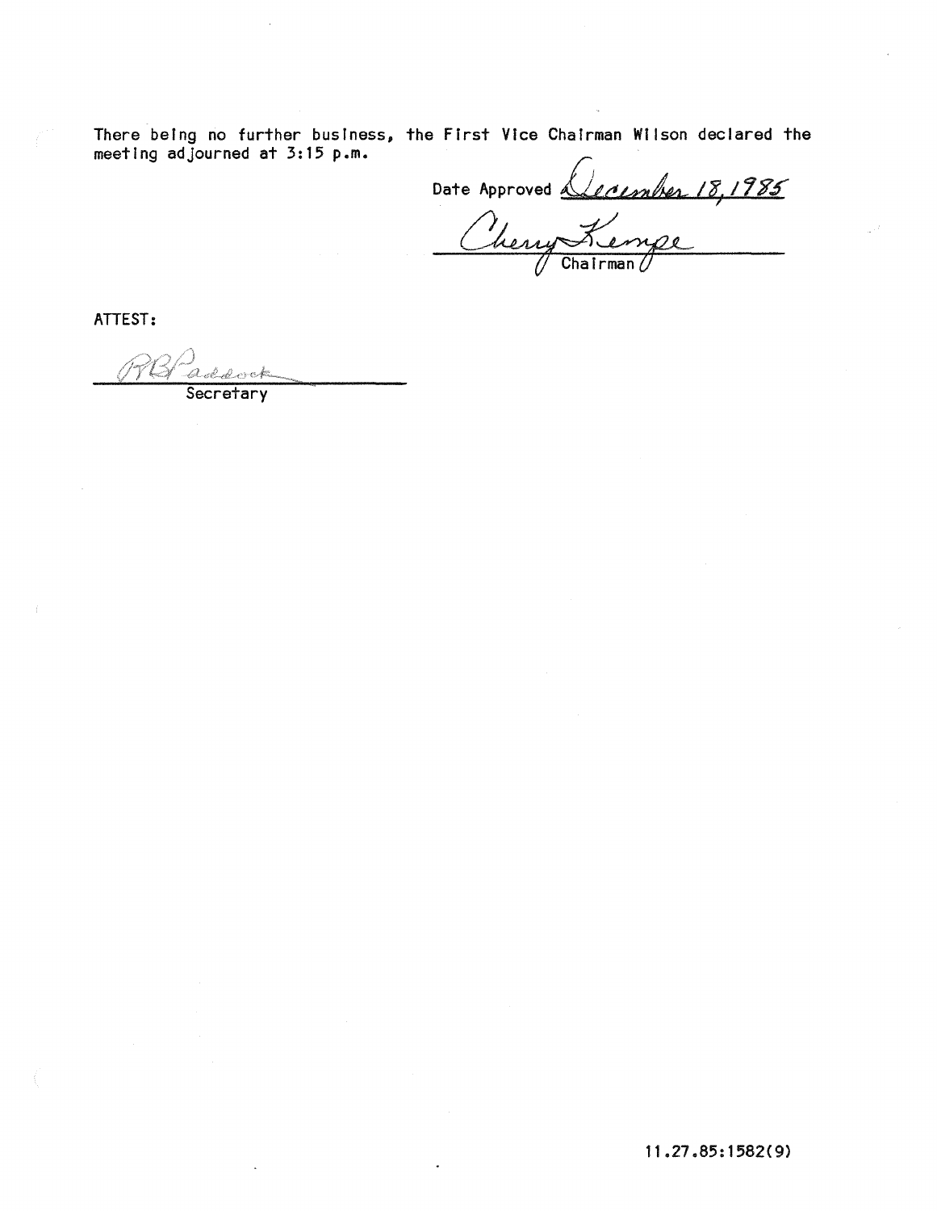There being no further business, the First Vice Chairman Wilson declared the meeting adjourned at 3:15 p.m.

Date Approved December 18, 1985

Cherry Kempe
Chairman

ATTEST:

RB Paddock
Secretary

11.27.85:1582(9)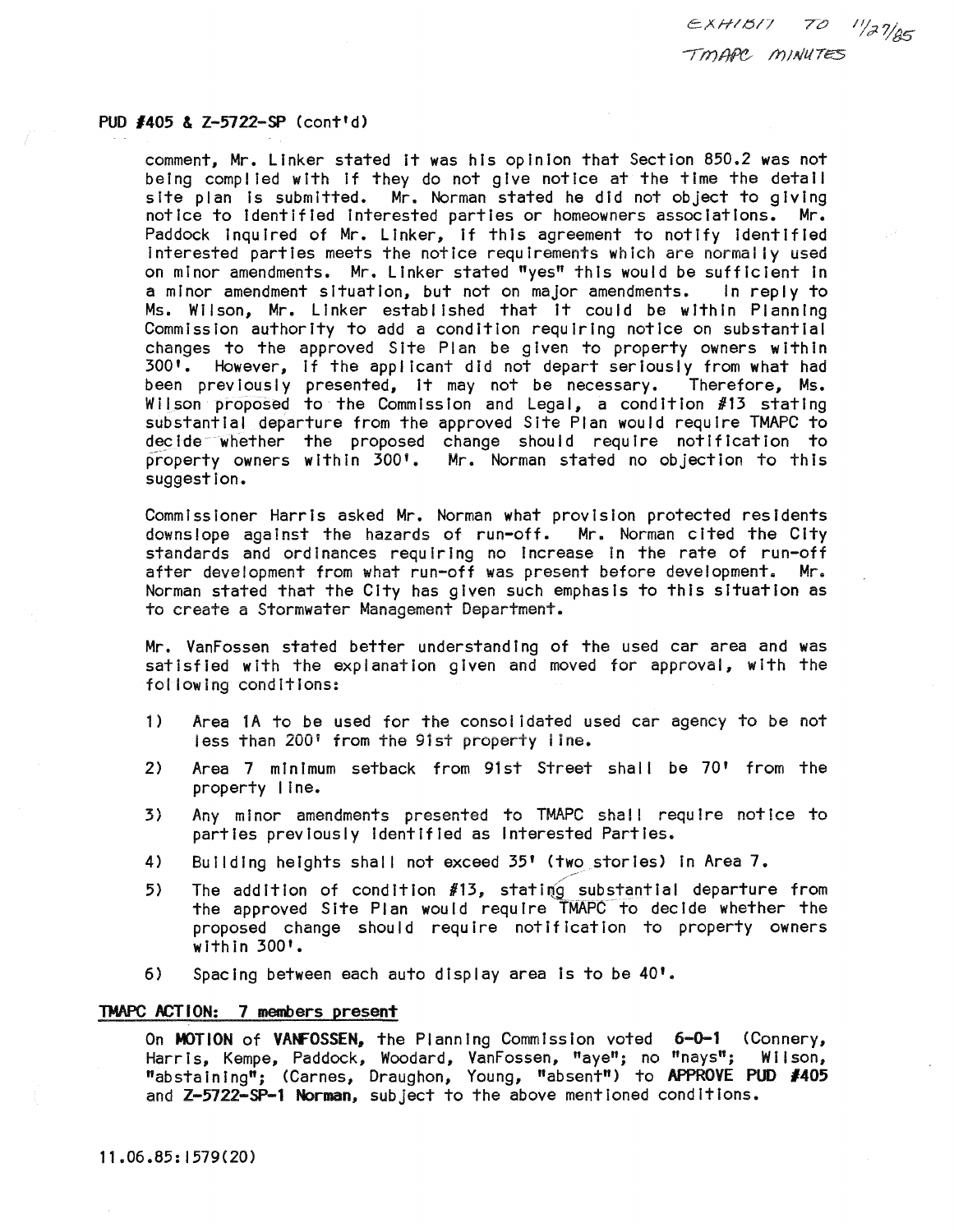EXHIBIT TO 11/27/85 TMAPC MINUTES

PUD #405 & Z-5722-SP (cont'd)

comment, Mr. Linker stated it was his opinion that Section 850.2 was not being complied with if they do not give notice at the time the detail site plan is submitted. Mr. Norman stated he did not object to giving notice to identified interested parties or homeowners associations. Mr. Paddock inquired of Mr. Linker, if this agreement to notify identified interested parties meets the notice requirements which are normally used on minor amendments. Mr. Linker stated "yes" this would be sufficient in a minor amendment situation, but not on major amendments. In reply to Ms. Wilson, Mr. Linker established that it could be within Planning Commission authority to add a condition requiring notice on substantial changes to the approved Site Plan be given to property owners within 300'. However, if the applicant did not depart seriously from what had been previously presented, it may not be necessary. Therefore, Ms. Wilson proposed to the Commission and Legal, a condition #13 stating substantial departure from the approved Site Plan would require TMAPC to decide whether the proposed change should require notification to property owners within 300'. Mr. Norman stated no objection to this suggestion.

Commissioner Harris asked Mr. Norman what provision protected residents downslope against the hazards of run-off. Mr. Norman cited the City standards and ordinances requiring no increase in the rate of run-off after development from what run-off was present before development. Mr. Norman stated that the City has given such emphasis to this situation as to create a Stormwater Management Department.

Mr. VanFossen stated better understanding of the used car area and was satisfied with the explanation given and moved for approval, with the following conditions:

1) Area 1A to be used for the consolidated used car agency to be not less than 200' from the 91st property line.

2) Area 7 minimum setback from 91st Street shall be 70' from the property line.

3) Any minor amendments presented to TMAPC shall require notice to parties previously identified as Interested Parties.

4) Building heights shall not exceed 35' (two stories) in Area 7.

5) The addition of condition #13, stating substantial departure from the approved Site Plan would require TMAPC to decide whether the proposed change should require notification to property owners within 300'.

6) Spacing between each auto display area is to be 40'.

**TMAPC ACTION: 7 members present**

On **MOTION** of **VANFOSSEN,** the Planning Commission voted **6-0-1** (Connery, Harris, Kempe, Paddock, Woodard, VanFossen, "aye"; no "nays"; Wilson, "abstaining"; (Carnes, Draughon, Young, "absent") to **APPROVE PUD #405** and **Z-5722-SP-1 Norman,** subject to the above mentioned conditions.

11.06.85:1579(20)